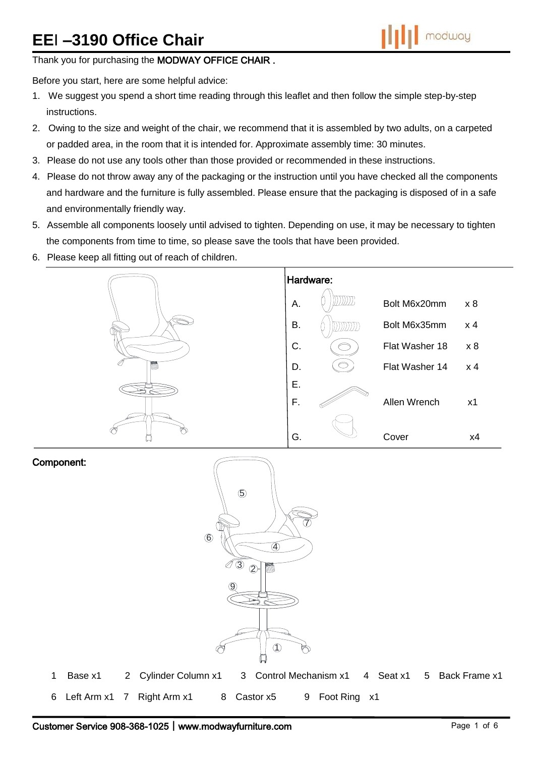# EEI –3190 Office Chair

Thank you for purchasing the **MODWAY OFFICE CHAIR .**

Before you start, here are some helpful advice:

1. We suggest you spend a short time reading through this leaflet and then follow the simple step-by-step instructions.
2. Owing to the size and weight of the chair, we recommend that it is assembled by two adults, on a carpeted or padded area, in the room that it is intended for. Approximate assembly time: 30 minutes.
3. Please do not use any tools other than those provided or recommended in these instructions.
4. Please do not throw away any of the packaging or the instruction until you have checked all the components and hardware and the furniture is fully assembled. Please ensure that the packaging is disposed of in a safe and environmentally friendly way.
5. Assemble all components loosely until advised to tighten. Depending on use, it may be necessary to tighten the components from time to time, so please save the tools that have been provided.
6. Please keep all fitting out of reach of children.

**Hardware:**

| | | |
|---|---|---|
| A. | Bolt M6x20mm | x 8 |
| B. | Bolt M6x35mm | x 4 |
| C. | Flat Washer 18 | x 8 |
| D. | Flat Washer 14 | x 4 |
| E. | | |
| F. | Allen Wrench | x1 |
| G. | Cover | x4 |

**Component:**

1 Base x1 &nbsp; 2 Cylinder Column x1 &nbsp; 3 Control Mechanism x1 &nbsp; 4 Seat x1 &nbsp; 5 Back Frame x1

6 Left Arm x1 &nbsp; 7 Right Arm x1 &nbsp; 8 Castor x5 &nbsp; 9 Foot Ring x1

Customer Service 908-368-1025 | www.modwayfurniture.com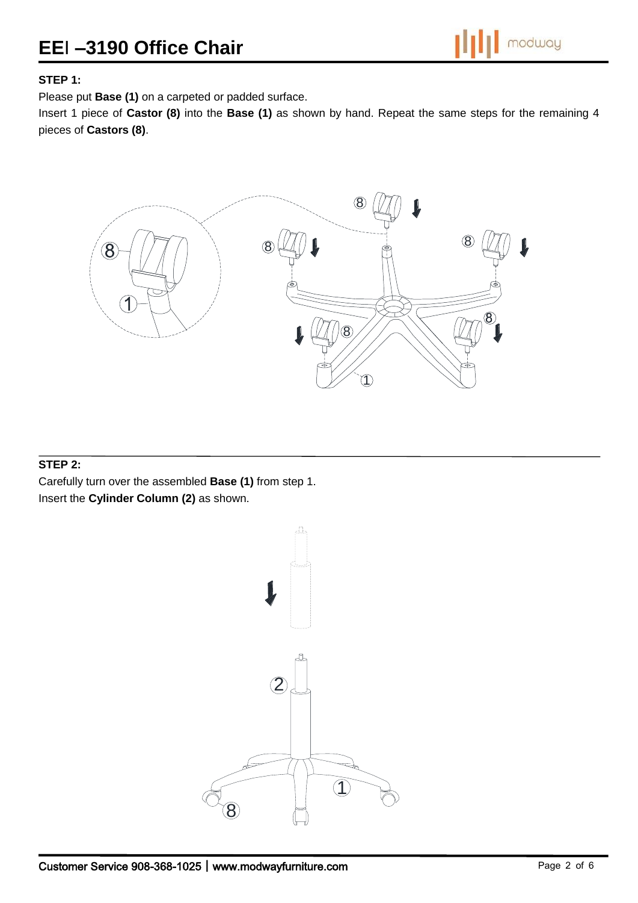# EEI –3190 Office Chair

**STEP 1:**

Please put **Base (1)** on a carpeted or padded surface.

Insert 1 piece of **Castor (8)** into the **Base (1)** as shown by hand. Repeat the same steps for the remaining 4 pieces of **Castors (8)**.

**STEP 2:**

Carefully turn over the assembled **Base (1)** from step 1.

Insert the **Cylinder Column (2)** as shown.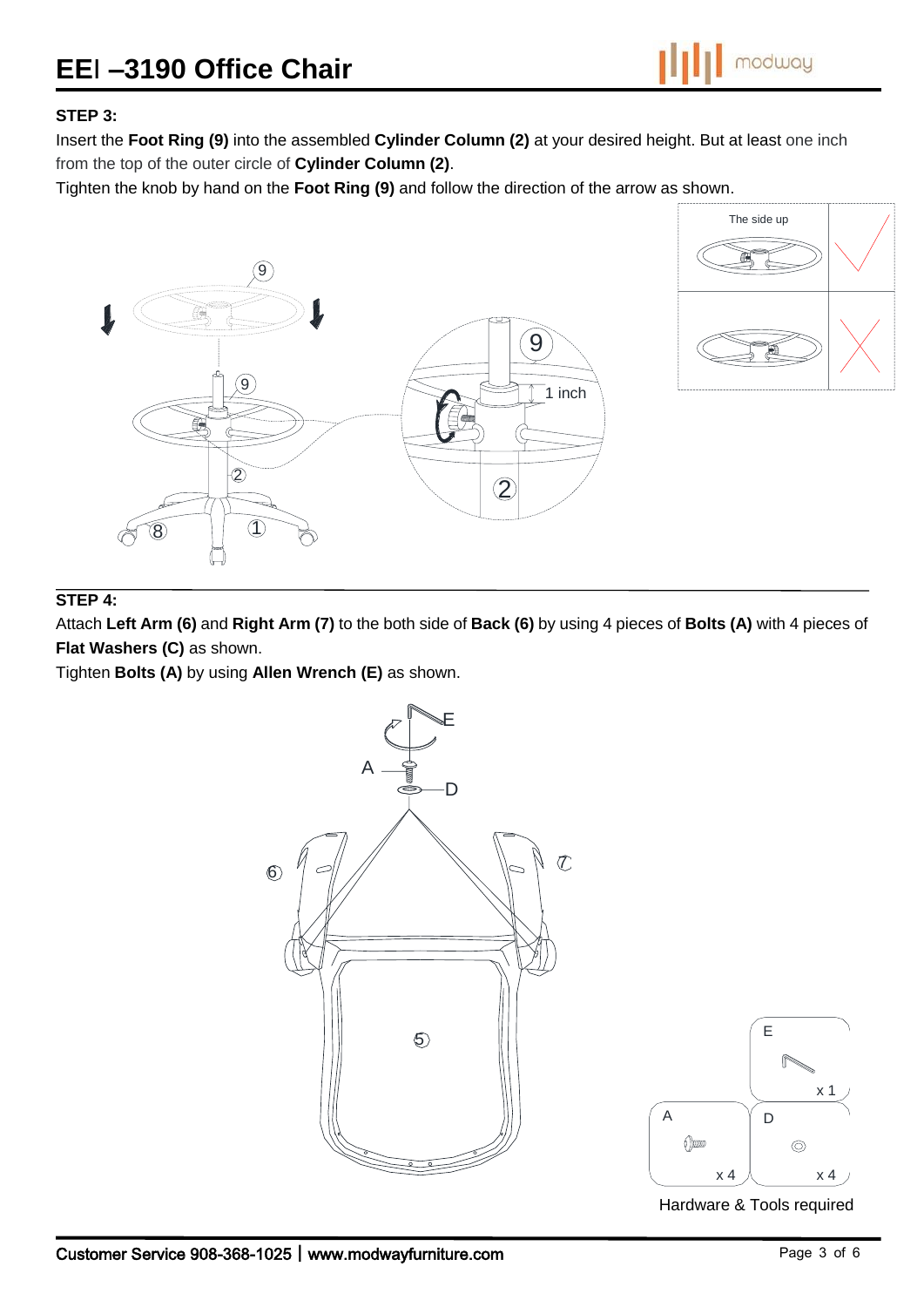# EEI –3190 Office Chair

### STEP 3:

Insert the **Foot Ring (9)** into the assembled **Cylinder Column (2)** at your desired height. But at least one inch from the top of the outer circle of **Cylinder Column (2)**.

Tighten the knob by hand on the **Foot Ring (9)** and follow the direction of the arrow as shown.

The side up

1 inch

### STEP 4:

Attach **Left Arm (6)** and **Right Arm (7)** to the both side of **Back (6)** by using 4 pieces of **Bolts (A)** with 4 pieces of **Flat Washers (C)** as shown.

Tighten **Bolts (A)** by using **Allen Wrench (E)** as shown.

| A | D | E |
|---|---|---|
| x 4 | x 4 | x 1 |

Hardware & Tools required

Customer Service 908-368-1025 | www.modwayfurniture.com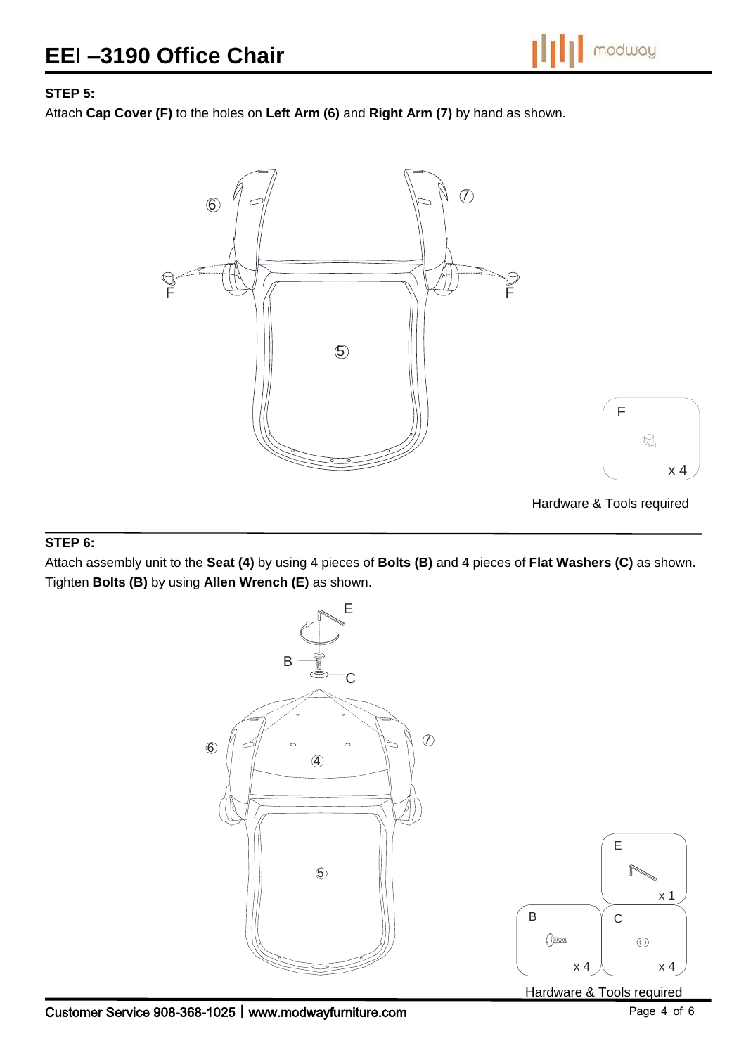**STEP 5:**

Attach **Cap Cover (F)** to the holes on **Left Arm (6)** and **Right Arm (7)** by hand as shown.

F x 4

Hardware & Tools required

**STEP 6:**

Attach assembly unit to the **Seat (4)** by using 4 pieces of **Bolts (B)** and 4 pieces of **Flat Washers (C)** as shown. Tighten **Bolts (B)** by using **Allen Wrench (E)** as shown.

E x 1

B x 4

C x 4

Hardware & Tools required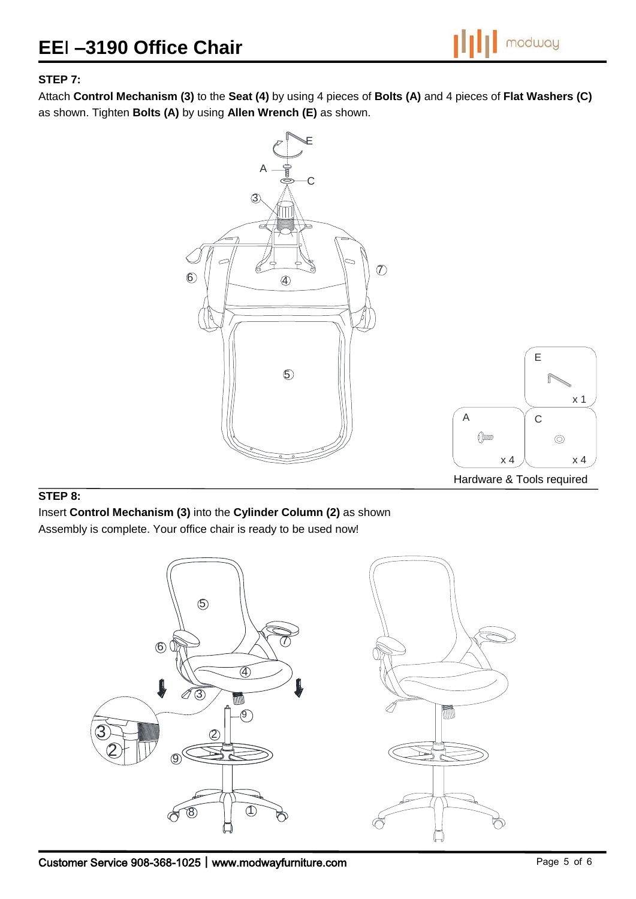# EEI –3190 Office Chair

**STEP 7:**

Attach **Control Mechanism (3)** to the **Seat (4)** by using 4 pieces of **Bolts (A)** and 4 pieces of **Flat Washers (C)** as shown. Tighten **Bolts (A)** by using **Allen Wrench (E)** as shown.

| Item | Quantity |
| --- | --- |
| E | x 1 |
| A | x 4 |
| C | x 4 |

Hardware & Tools required

**STEP 8:**

Insert **Control Mechanism (3)** into the **Cylinder Column (2)** as shown

Assembly is complete. Your office chair is ready to be used now!

Customer Service 908-368-1025 | www.modwayfurniture.com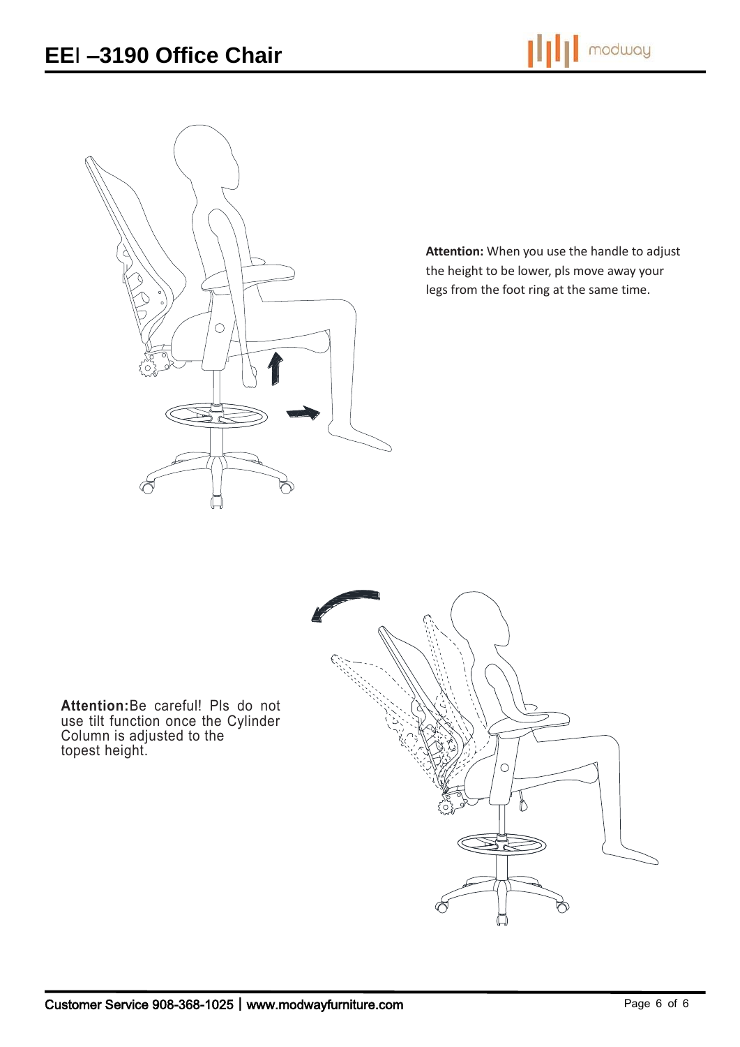# EEI –3190 Office Chair

**Attention:** When you use the handle to adjust the height to be lower, pls move away your legs from the foot ring at the same time.

**Attention:**Be careful! Pls do not use tilt function once the Cylinder Column is adjusted to the topest height.